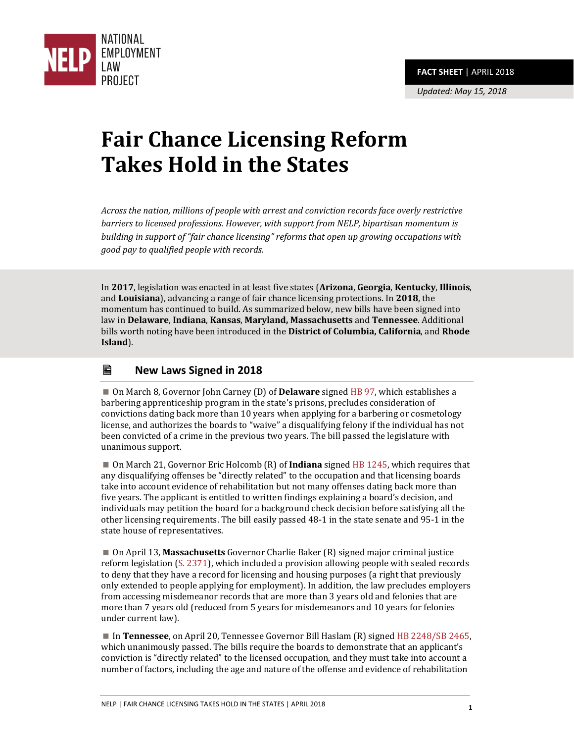NATIONAL EMPLOYMENT LAW PROJECT

**FACT SHEET** | APRIL 2018

*Updated: May 15, 2018*

# Fair Chance Licensing Reform Takes Hold in the States

*Across the nation, millions of people with arrest and conviction records face overly restrictive barriers to licensed professions. However, with support from NELP, bipartisan momentum is building in support of "fair chance licensing" reforms that open up growing occupations with good pay to qualified people with records.*

In **2017**, legislation was enacted in at least five states (**Arizona**, **Georgia**, **Kentucky**, **Illinois**, and **Louisiana**), advancing a range of fair chance licensing protections. In **2018**, the momentum has continued to build. As summarized below, new bills have been signed into law in **Delaware**, **Indiana**, **Kansas**, **Maryland, Massachusetts** and **Tennessee**. Additional bills worth noting have been introduced in the **District of Columbia, California**, and **Rhode Island**).

## New Laws Signed in 2018

- On March 8, Governor John Carney (D) of **Delaware** signed HB 97, which establishes a barbering apprenticeship program in the state's prisons, precludes consideration of convictions dating back more than 10 years when applying for a barbering or cosmetology license, and authorizes the boards to "waive" a disqualifying felony if the individual has not been convicted of a crime in the previous two years. The bill passed the legislature with unanimous support.

- On March 21, Governor Eric Holcomb (R) of **Indiana** signed HB 1245, which requires that any disqualifying offenses be "directly related" to the occupation and that licensing boards take into account evidence of rehabilitation but not many offenses dating back more than five years. The applicant is entitled to written findings explaining a board's decision, and individuals may petition the board for a background check decision before satisfying all the other licensing requirements. The bill easily passed 48-1 in the state senate and 95-1 in the state house of representatives.

- On April 13, **Massachusetts** Governor Charlie Baker (R) signed major criminal justice reform legislation (S. 2371), which included a provision allowing people with sealed records to deny that they have a record for licensing and housing purposes (a right that previously only extended to people applying for employment). In addition, the law precludes employers from accessing misdemeanor records that are more than 3 years old and felonies that are more than 7 years old (reduced from 5 years for misdemeanors and 10 years for felonies under current law).

- In **Tennessee**, on April 20, Tennessee Governor Bill Haslam (R) signed HB 2248/SB 2465, which unanimously passed. The bills require the boards to demonstrate that an applicant's conviction is "directly related" to the licensed occupation, and they must take into account a number of factors, including the age and nature of the offense and evidence of rehabilitation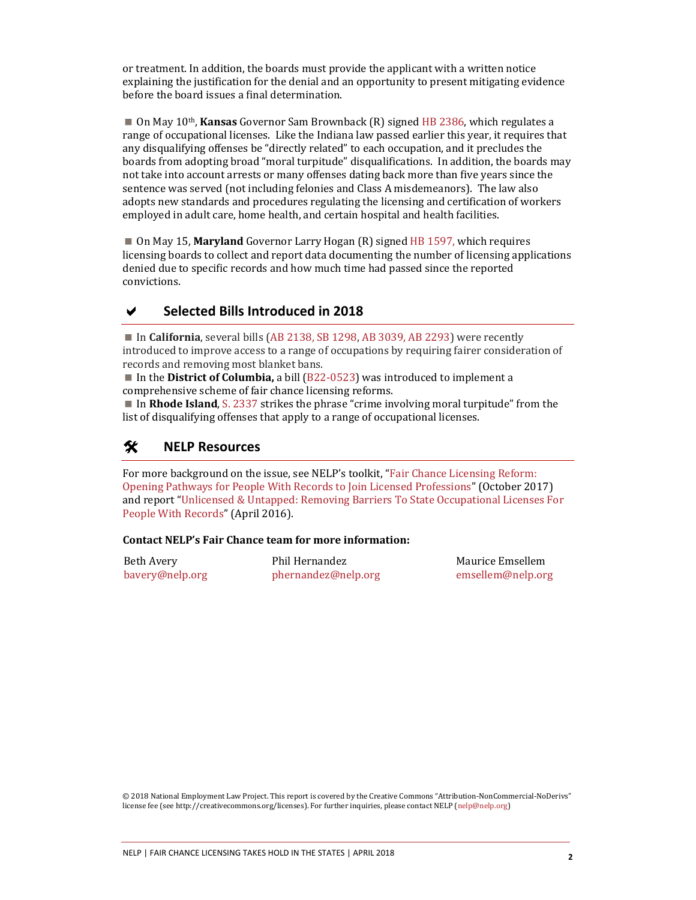or treatment. In addition, the boards must provide the applicant with a written notice explaining the justification for the denial and an opportunity to present mitigating evidence before the board issues a final determination.

- On May 10th, **Kansas** Governor Sam Brownback (R) signed HB 2386, which regulates a range of occupational licenses. Like the Indiana law passed earlier this year, it requires that any disqualifying offenses be "directly related" to each occupation, and it precludes the boards from adopting broad "moral turpitude" disqualifications. In addition, the boards may not take into account arrests or many offenses dating back more than five years since the sentence was served (not including felonies and Class A misdemeanors). The law also adopts new standards and procedures regulating the licensing and certification of workers employed in adult care, home health, and certain hospital and health facilities.

- On May 15, **Maryland** Governor Larry Hogan (R) signed HB 1597, which requires licensing boards to collect and report data documenting the number of licensing applications denied due to specific records and how much time had passed since the reported convictions.

## ✔ Selected Bills Introduced in 2018

- In **California**, several bills (AB 2138, SB 1298, AB 3039, AB 2293) were recently introduced to improve access to a range of occupations by requiring fairer consideration of records and removing most blanket bans.
- In the **District of Columbia,** a bill (B22-0523) was introduced to implement a comprehensive scheme of fair chance licensing reforms.
- In **Rhode Island**, S. 2337 strikes the phrase "crime involving moral turpitude" from the list of disqualifying offenses that apply to a range of occupational licenses.

## NELP Resources

For more background on the issue, see NELP's toolkit, "Fair Chance Licensing Reform: Opening Pathways for People With Records to Join Licensed Professions" (October 2017) and report "Unlicensed & Untapped: Removing Barriers To State Occupational Licenses For People With Records" (April 2016).

**Contact NELP's Fair Chance team for more information:**

| | | |
|---|---|---|
| Beth Avery | Phil Hernandez | Maurice Emsellem |
| bavery@nelp.org | phernandez@nelp.org | emsellem@nelp.org |

© 2018 National Employment Law Project. This report is covered by the Creative Commons "Attribution-NonCommercial-NoDerivs" license fee (see http://creativecommons.org/licenses). For further inquiries, please contact NELP (nelp@nelp.org)